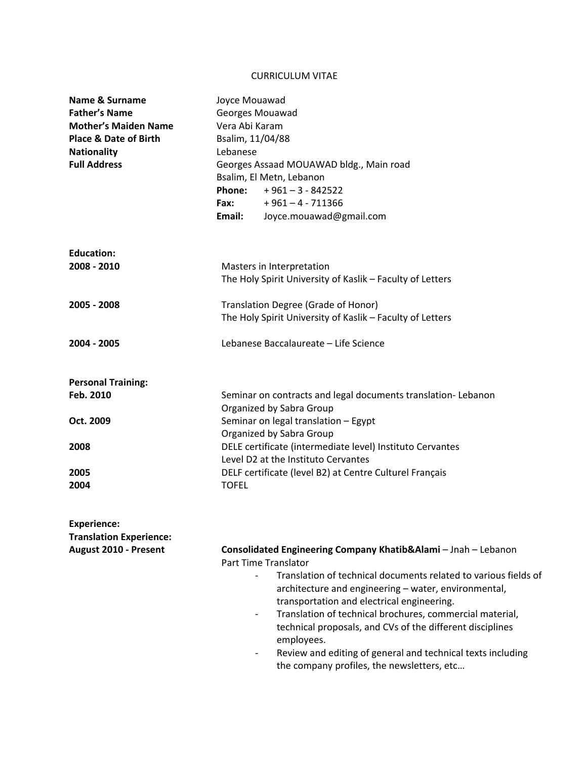# CURRICULUM VITAE

| | |
|---|---|
| **Name & Surname** | Joyce Mouawad |
| **Father's Name** | Georges Mouawad |
| **Mother's Maiden Name** | Vera Abi Karam |
| **Place & Date of Birth** | Bsalim, 11/04/88 |
| **Nationality** | Lebanese |
| **Full Address** | Georges Assaad MOUAWAD bldg., Main road<br>Bsalim, El Metn, Lebanon<br>**Phone:** + 961 – 3 - 842522<br>**Fax:** + 961 – 4 - 711366<br>**Email:** Joyce.mouawad@gmail.com |

**Education:**

| | |
|---|---|
| **2008 - 2010** | Masters in Interpretation<br>The Holy Spirit University of Kaslik – Faculty of Letters |
| **2005 - 2008** | Translation Degree (Grade of Honor)<br>The Holy Spirit University of Kaslik – Faculty of Letters |
| **2004 - 2005** | Lebanese Baccalaureate – Life Science |

**Personal Training:**

| | |
|---|---|
| **Feb. 2010** | Seminar on contracts and legal documents translation- Lebanon<br>Organized by Sabra Group |
| **Oct. 2009** | Seminar on legal translation – Egypt<br>Organized by Sabra Group |
| **2008** | DELE certificate (intermediate level) Instituto Cervantes<br>Level D2 at the Instituto Cervantes |
| **2005** | DELF certificate (level B2) at Centre Culturel Français |
| **2004** | TOFEL |

**Experience:**

**Translation Experience:**

**August 2010 - Present**

**Consolidated Engineering Company Khatib&Alami** – Jnah – Lebanon
Part Time Translator

- Translation of technical documents related to various fields of architecture and engineering – water, environmental, transportation and electrical engineering.
- Translation of technical brochures, commercial material, technical proposals, and CVs of the different disciplines employees.
- Review and editing of general and technical texts including the company profiles, the newsletters, etc…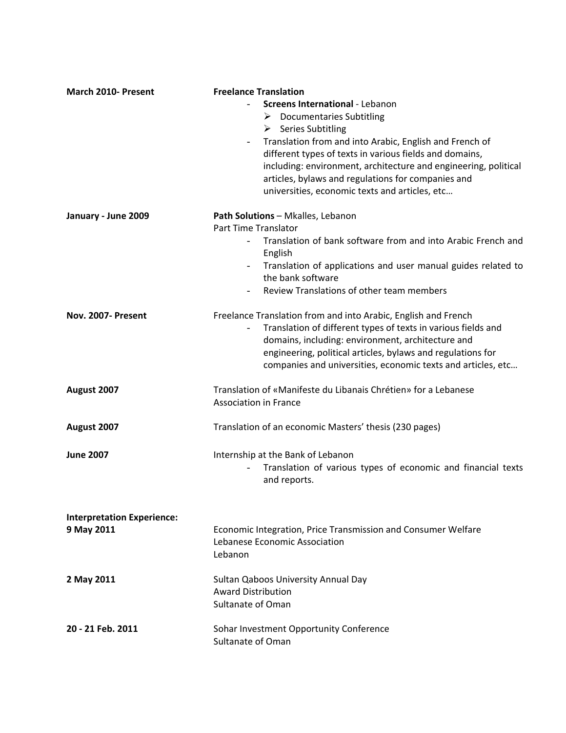**March 2010- Present**

**Freelance Translation**

- **Screens International** - Lebanon
  - Documentaries Subtitling
  - Series Subtitling
- Translation from and into Arabic, English and French of different types of texts in various fields and domains, including: environment, architecture and engineering, political articles, bylaws and regulations for companies and universities, economic texts and articles, etc…

**January - June 2009**

**Path Solutions** – Mkalles, Lebanon
Part Time Translator

- Translation of bank software from and into Arabic French and English
- Translation of applications and user manual guides related to the bank software
- Review Translations of other team members

**Nov. 2007- Present**

Freelance Translation from and into Arabic, English and French

- Translation of different types of texts in various fields and domains, including: environment, architecture and engineering, political articles, bylaws and regulations for companies and universities, economic texts and articles, etc…

**August 2007**

Translation of «Manifeste du Libanais Chrétien» for a Lebanese Association in France

**August 2007**

Translation of an economic Masters' thesis (230 pages)

**June 2007**

Internship at the Bank of Lebanon

- Translation of various types of economic and financial texts and reports.

**Interpretation Experience:**

**9 May 2011**

Economic Integration, Price Transmission and Consumer Welfare
Lebanese Economic Association
Lebanon

**2 May 2011**

Sultan Qaboos University Annual Day
Award Distribution
Sultanate of Oman

**20 - 21 Feb. 2011**

Sohar Investment Opportunity Conference
Sultanate of Oman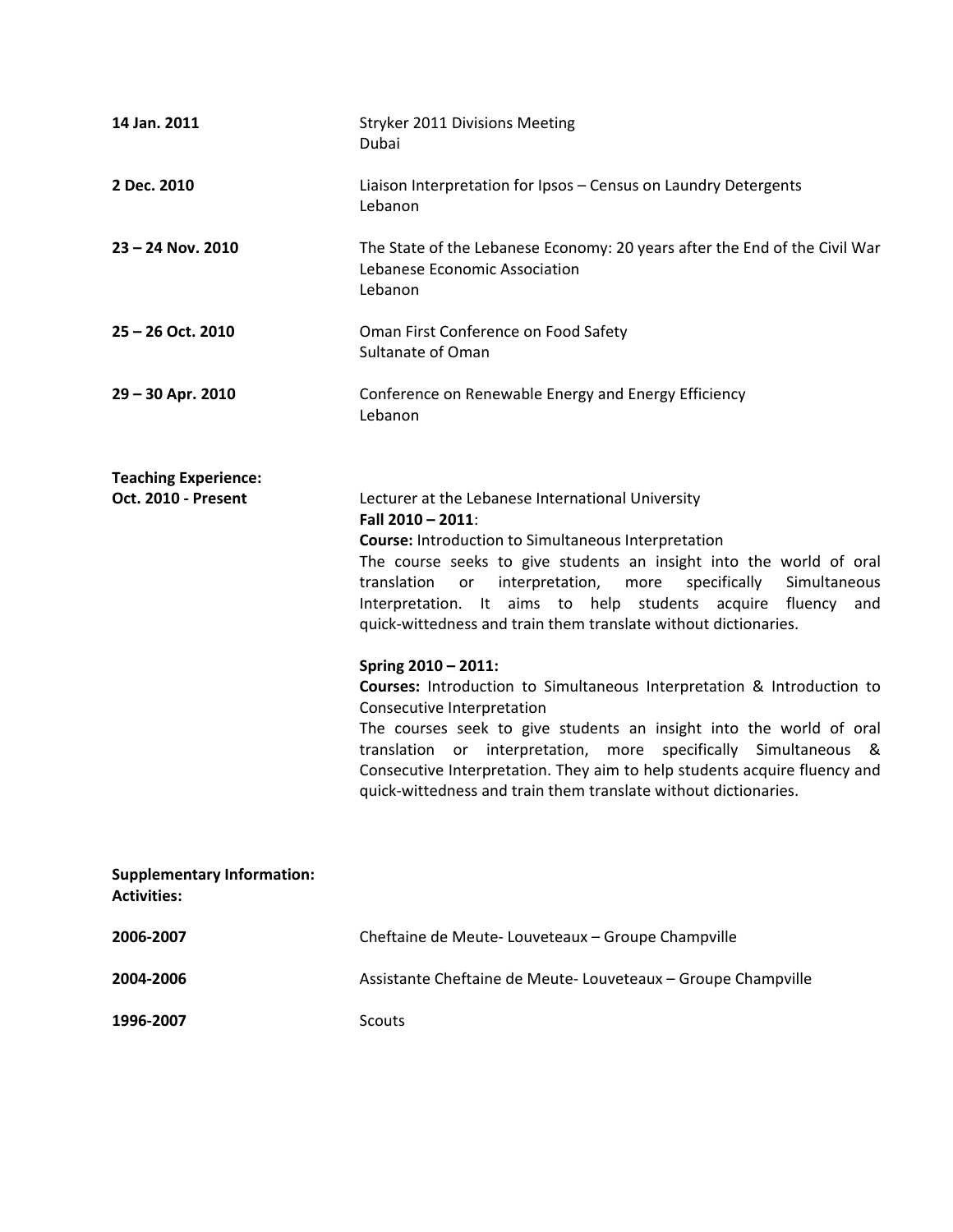**14 Jan. 2011**
Stryker 2011 Divisions Meeting
Dubai

**2 Dec. 2010**
Liaison Interpretation for Ipsos – Census on Laundry Detergents
Lebanon

**23 – 24 Nov. 2010**
The State of the Lebanese Economy: 20 years after the End of the Civil War
Lebanese Economic Association
Lebanon

**25 – 26 Oct. 2010**
Oman First Conference on Food Safety
Sultanate of Oman

**29 – 30 Apr. 2010**
Conference on Renewable Energy and Energy Efficiency
Lebanon

**Teaching Experience:**

**Oct. 2010 - Present**
Lecturer at the Lebanese International University

**Fall 2010 – 2011**:
**Course:** Introduction to Simultaneous Interpretation
The course seeks to give students an insight into the world of oral translation or interpretation, more specifically Simultaneous Interpretation. It aims to help students acquire fluency and quick-wittedness and train them translate without dictionaries.

**Spring 2010 – 2011:**
**Courses:** Introduction to Simultaneous Interpretation & Introduction to Consecutive Interpretation
The courses seek to give students an insight into the world of oral translation or interpretation, more specifically Simultaneous & Consecutive Interpretation. They aim to help students acquire fluency and quick-wittedness and train them translate without dictionaries.

**Supplementary Information:**
**Activities:**

**2006-2007**
Cheftaine de Meute- Louveteaux – Groupe Champville

**2004-2006**
Assistante Cheftaine de Meute- Louveteaux – Groupe Champville

**1996-2007**
Scouts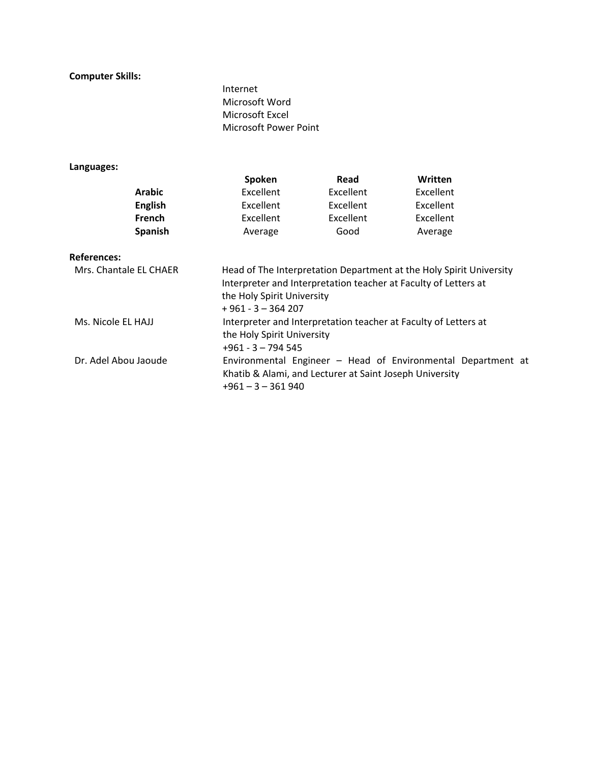**Computer Skills:**

Internet
Microsoft Word
Microsoft Excel
Microsoft Power Point

**Languages:**

| | Spoken | Read | Written |
|---|---|---|---|
| **Arabic** | Excellent | Excellent | Excellent |
| **English** | Excellent | Excellent | Excellent |
| **French** | Excellent | Excellent | Excellent |
| **Spanish** | Average | Good | Average |

**References:**

Mrs. Chantale EL CHAER
Head of The Interpretation Department at the Holy Spirit University
Interpreter and Interpretation teacher at Faculty of Letters at the Holy Spirit University
+ 961 - 3 – 364 207

Ms. Nicole EL HAJJ
Interpreter and Interpretation teacher at Faculty of Letters at the Holy Spirit University
+961 - 3 – 794 545

Dr. Adel Abou Jaoude
Environmental Engineer – Head of Environmental Department at Khatib & Alami, and Lecturer at Saint Joseph University
+961 – 3 – 361 940